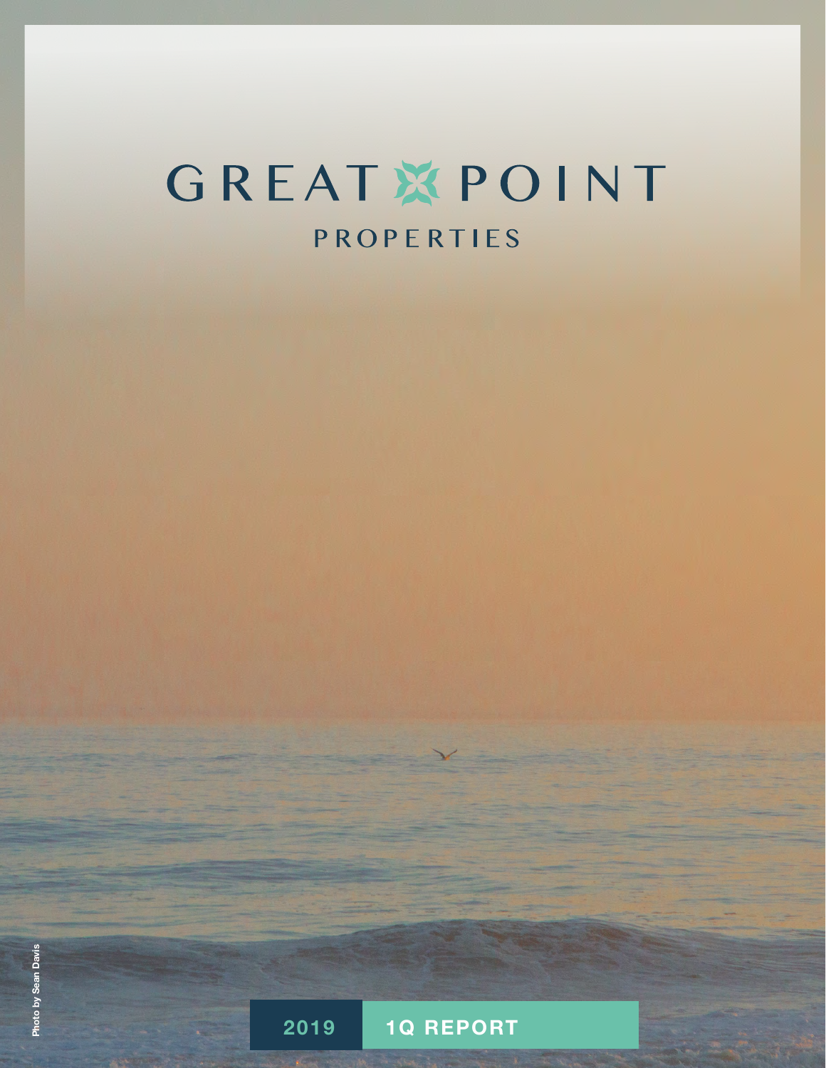# GREAT POINT

## PROPERTIES

Photo by Sean Davis

**2019** **1Q REPORT**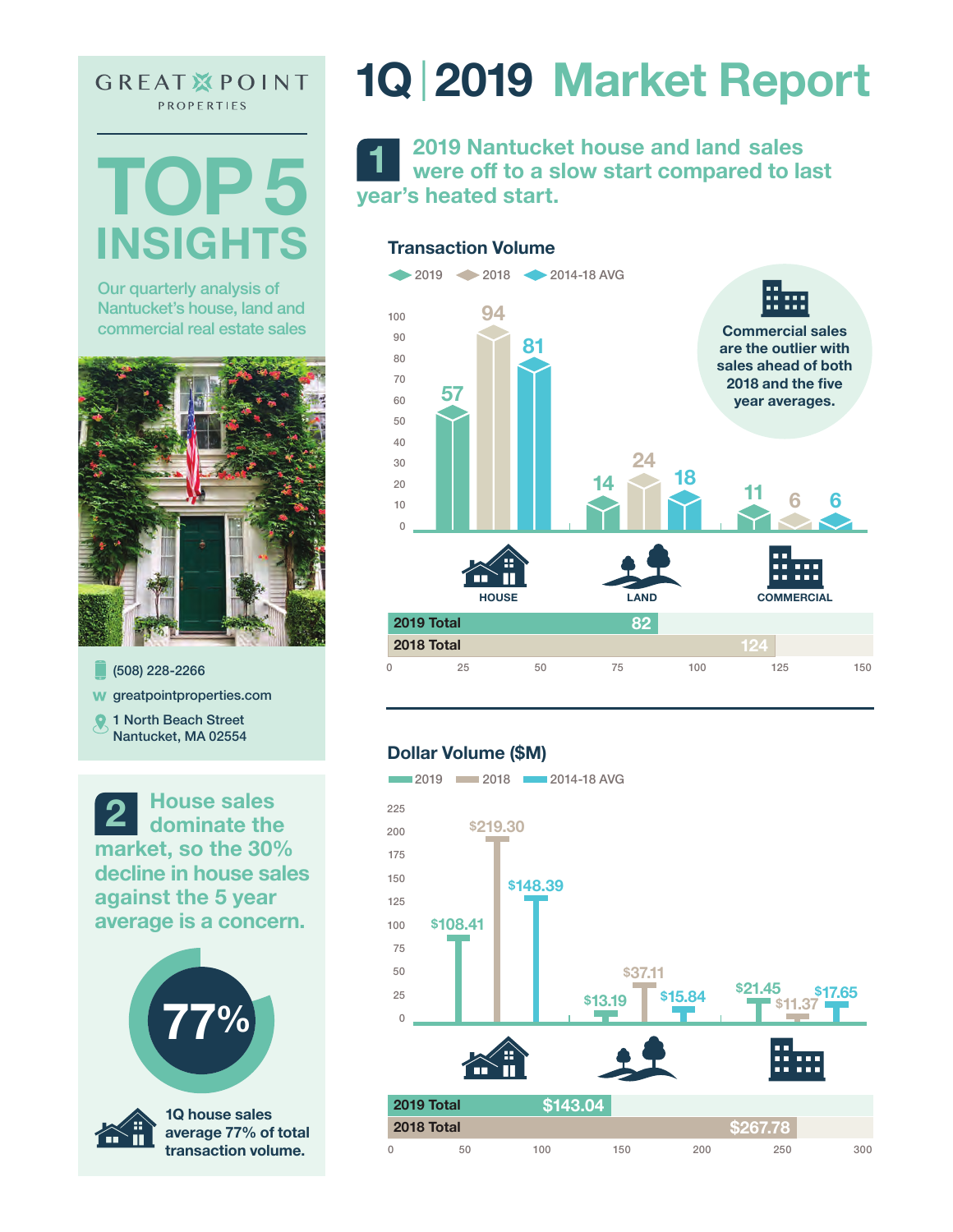GREAT POINT PROPERTIES

# TOP 5 INSIGHTS

Our quarterly analysis of Nantucket's house, land and commercial real estate sales

(508) 228-2266

greatpointproperties.com

1 North Beach Street
Nantucket, MA 02554

## 2 House sales dominate the market, so the 30% decline in house sales against the 5 year average is a concern.

77%

1Q house sales average 77% of total transaction volume.

# 1Q | 2019 Market Report

## 1 2019 Nantucket house and land sales were off to a slow start compared to last year's heated start.

### Transaction Volume

| | 2019 | 2018 | 2014-18 AVG |
|---|---|---|---|
| HOUSE | 57 | 94 | 81 |
| LAND | 14 | 24 | 18 |
| COMMERCIAL | 11 | 6 | 6 |

Commercial sales are the outlier with sales ahead of both 2018 and the five year averages.

| | Total |
|---|---|
| 2019 Total | 82 |
| 2018 Total | 124 |

### Dollar Volume ($M)

| | 2019 | 2018 | 2014-18 AVG |
|---|---|---|---|
| HOUSE | $108.41 | $219.30 | $148.39 |
| LAND | $13.19 | $37.11 | $15.84 |
| COMMERCIAL | $21.45 | $11.37 | $17.65 |

| | Total |
|---|---|
| 2019 Total | $143.04 |
| 2018 Total | $267.78 |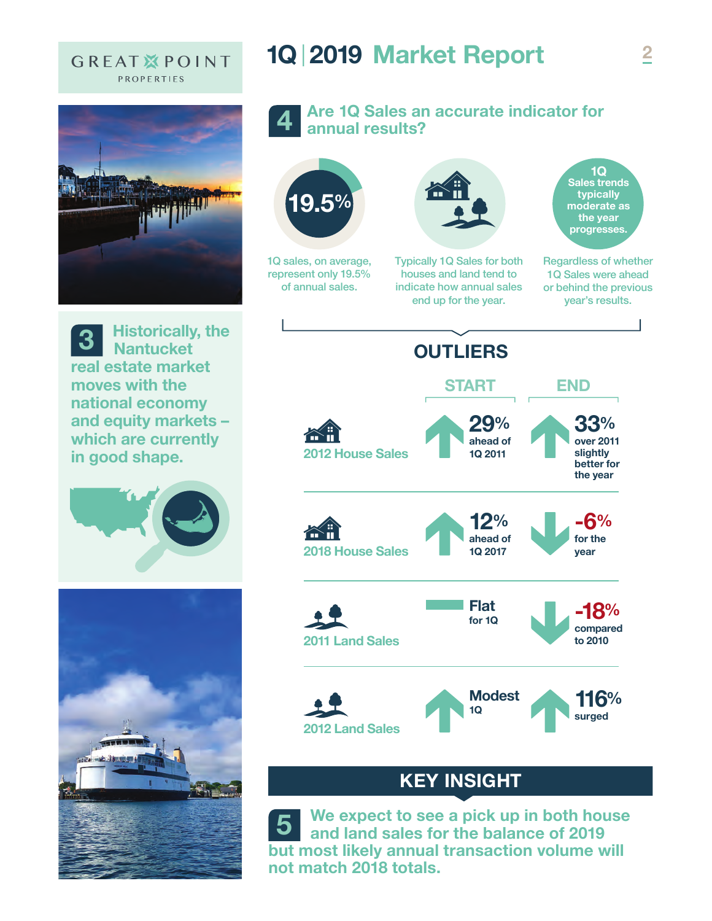GREAT POINT PROPERTIES

# 1Q | 2019 Market Report

## 4 Are 1Q Sales an accurate indicator for annual results?

**19.5%**

1Q sales, on average, represent only 19.5% of annual sales.

Typically 1Q Sales for both houses and land tend to indicate how annual sales end up for the year.

**1Q Sales trends typically moderate as the year progresses.**

Regardless of whether 1Q Sales were ahead or behind the previous year's results.

## OUTLIERS

| | START | END |
|---|---|---|
| 2012 House Sales | **29%** ahead of 1Q 2011 | **33%** over 2011 slightly better for the year |
| 2018 House Sales | **12%** ahead of 1Q 2017 | **-6%** for the year |
| 2011 Land Sales | **Flat** for 1Q | **-18%** compared to 2010 |
| 2012 Land Sales | **Modest** 1Q | **116%** surged |

## 3 Historically, the Nantucket real estate market moves with the national economy and equity markets – which are currently in good shape.

## KEY INSIGHT

## 5 We expect to see a pick up in both house and land sales for the balance of 2019 but most likely annual transaction volume will not match 2018 totals.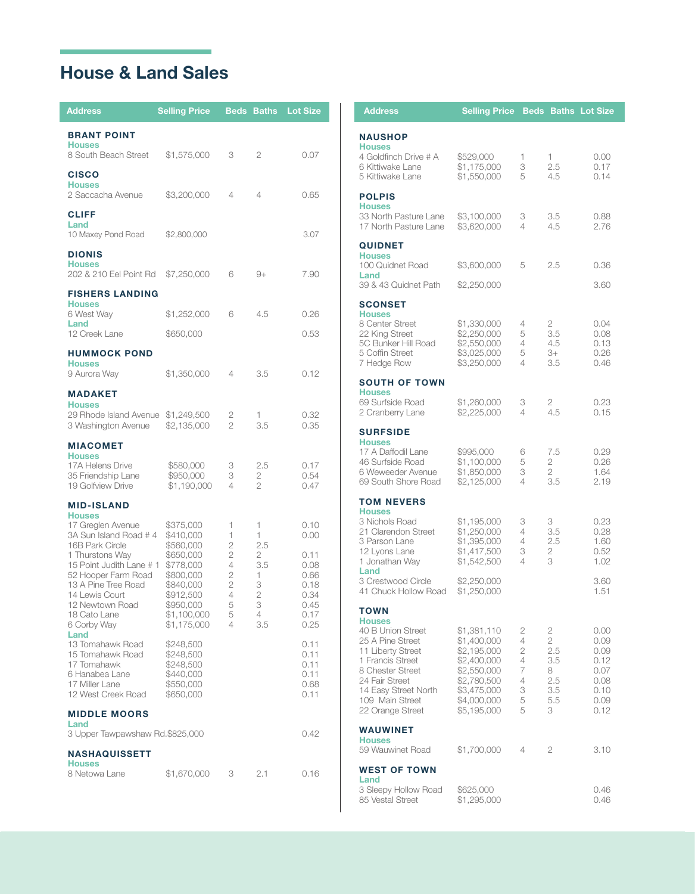# House & Land Sales

| Address | Selling Price | Beds | Baths | Lot Size |
|---|---|---|---|---|
| **BRANT POINT** | | | | |
| **Houses** | | | | |
| 8 South Beach Street | $1,575,000 | 3 | 2 | 0.07 |
| **CISCO** | | | | |
| **Houses** | | | | |
| 2 Saccacha Avenue | $3,200,000 | 4 | 4 | 0.65 |
| **CLIFF** | | | | |
| **Land** | | | | |
| 10 Maxey Pond Road | $2,800,000 | | | 3.07 |
| **DIONIS** | | | | |
| **Houses** | | | | |
| 202 & 210 Eel Point Rd | $7,250,000 | 6 | 9+ | 7.90 |
| **FISHERS LANDING** | | | | |
| **Houses** | | | | |
| 6 West Way | $1,252,000 | 6 | 4.5 | 0.26 |
| **Land** | | | | |
| 12 Creek Lane | $650,000 | | | 0.53 |
| **HUMMOCK POND** | | | | |
| **Houses** | | | | |
| 9 Aurora Way | $1,350,000 | 4 | 3.5 | 0.12 |
| **MADAKET** | | | | |
| **Houses** | | | | |
| 29 Rhode Island Avenue | $1,249,500 | 2 | 1 | 0.32 |
| 3 Washington Avenue | $2,135,000 | 2 | 3.5 | 0.35 |
| **MIACOMET** | | | | |
| **Houses** | | | | |
| 17A Helens Drive | $580,000 | 3 | 2.5 | 0.17 |
| 35 Friendship Lane | $950,000 | 3 | 2 | 0.54 |
| 19 Golfview Drive | $1,190,000 | 4 | 2 | 0.47 |
| **MID-ISLAND** | | | | |
| **Houses** | | | | |
| 17 Greglen Avenue | $375,000 | 1 | 1 | 0.10 |
| 3A Sun Island Road # 4 | $410,000 | 1 | 1 | 0.00 |
| 16B Park Circle | $560,000 | 2 | 2.5 | |
| 1 Thurstons Way | $650,000 | 2 | 2 | 0.11 |
| 15 Point Judith Lane # 1 | $778,000 | 4 | 3.5 | 0.08 |
| 52 Hooper Farm Road | $800,000 | 2 | 1 | 0.66 |
| 13 A Pine Tree Road | $840,000 | 2 | 3 | 0.18 |
| 14 Lewis Court | $912,500 | 4 | 2 | 0.34 |
| 12 Newtown Road | $950,000 | 5 | 3 | 0.45 |
| 18 Cato Lane | $1,100,000 | 5 | 4 | 0.17 |
| 6 Corby Way | $1,175,000 | 4 | 3.5 | 0.25 |
| **Land** | | | | |
| 13 Tomahawk Road | $248,500 | | | 0.11 |
| 15 Tomahawk Road | $248,500 | | | 0.11 |
| 17 Tomahawk | $248,500 | | | 0.11 |
| 6 Hanabea Lane | $440,000 | | | 0.11 |
| 17 Miller Lane | $550,000 | | | 0.68 |
| 12 West Creek Road | $650,000 | | | 0.11 |
| **MIDDLE MOORS** | | | | |
| **Land** | | | | |
| 3 Upper Tawpawshaw Rd. | $825,000 | | | 0.42 |
| **NASHAQUISSETT** | | | | |
| **Houses** | | | | |
| 8 Netowa Lane | $1,670,000 | 3 | 2.1 | 0.16 |
| **NAUSHOP** | | | | |
| **Houses** | | | | |
| 4 Goldfinch Drive # A | $529,000 | 1 | 1 | 0.00 |
| 6 Kittiwake Lane | $1,175,000 | 3 | 2.5 | 0.17 |
| 5 Kittiwake Lane | $1,550,000 | 5 | 4.5 | 0.14 |
| **POLPIS** | | | | |
| **Houses** | | | | |
| 33 North Pasture Lane | $3,100,000 | 3 | 3.5 | 0.88 |
| 17 North Pasture Lane | $3,620,000 | 4 | 4.5 | 2.76 |
| **QUIDNET** | | | | |
| **Houses** | | | | |
| 100 Quidnet Road | $3,600,000 | 5 | 2.5 | 0.36 |
| **Land** | | | | |
| 39 & 43 Quidnet Path | $2,250,000 | | | 3.60 |
| **SCONSET** | | | | |
| **Houses** | | | | |
| 8 Center Street | $1,330,000 | 4 | 2 | 0.04 |
| 22 King Street | $2,250,000 | 5 | 3.5 | 0.08 |
| 5C Bunker Hill Road | $2,550,000 | 4 | 4.5 | 0.13 |
| 5 Coffin Street | $3,025,000 | 5 | 3+ | 0.26 |
| 7 Hedge Row | $3,250,000 | 4 | 3.5 | 0.46 |
| **SOUTH OF TOWN** | | | | |
| **Houses** | | | | |
| 69 Surfside Road | $1,260,000 | 3 | 2 | 0.23 |
| 2 Cranberry Lane | $2,225,000 | 4 | 4.5 | 0.15 |
| **SURFSIDE** | | | | |
| **Houses** | | | | |
| 17 A Daffodil Lane | $995,000 | 6 | 7.5 | 0.29 |
| 46 Surfside Road | $1,100,000 | 5 | 2 | 0.26 |
| 6 Weweeder Avenue | $1,850,000 | 3 | 2 | 1.64 |
| 69 South Shore Road | $2,125,000 | 4 | 3.5 | 2.19 |
| **TOM NEVERS** | | | | |
| **Houses** | | | | |
| 3 Nichols Road | $1,195,000 | 3 | 3 | 0.23 |
| 21 Clarendon Street | $1,250,000 | 4 | 3.5 | 0.28 |
| 3 Parson Lane | $1,395,000 | 4 | 2.5 | 1.60 |
| 12 Lyons Lane | $1,417,500 | 3 | 2 | 0.52 |
| 1 Jonathan Way | $1,542,500 | 4 | 3 | 1.02 |
| **Land** | | | | |
| 3 Crestwood Circle | $2,250,000 | | | 3.60 |
| 41 Chuck Hollow Road | $1,250,000 | | | 1.51 |
| **TOWN** | | | | |
| **Houses** | | | | |
| 40 B Union Street | $1,381,110 | 2 | 2 | 0.00 |
| 25 A Pine Street | $1,400,000 | 4 | 2 | 0.09 |
| 11 Liberty Street | $2,195,000 | 2 | 2.5 | 0.09 |
| 1 Francis Street | $2,400,000 | 4 | 3.5 | 0.12 |
| 8 Chester Street | $2,550,000 | 7 | 8 | 0.07 |
| 24 Fair Street | $2,780,500 | 4 | 2.5 | 0.08 |
| 14 Easy Street North | $3,475,000 | 3 | 3.5 | 0.10 |
| 109 Main Street | $4,000,000 | 5 | 5.5 | 0.09 |
| 22 Orange Street | $5,195,000 | 5 | 3 | 0.12 |
| **WAUWINET** | | | | |
| **Houses** | | | | |
| 59 Wauwinet Road | $1,700,000 | 4 | 2 | 3.10 |
| **WEST OF TOWN** | | | | |
| **Land** | | | | |
| 3 Sleepy Hollow Road | $625,000 | | | 0.46 |
| 85 Vestal Street | $1,295,000 | | | 0.46 |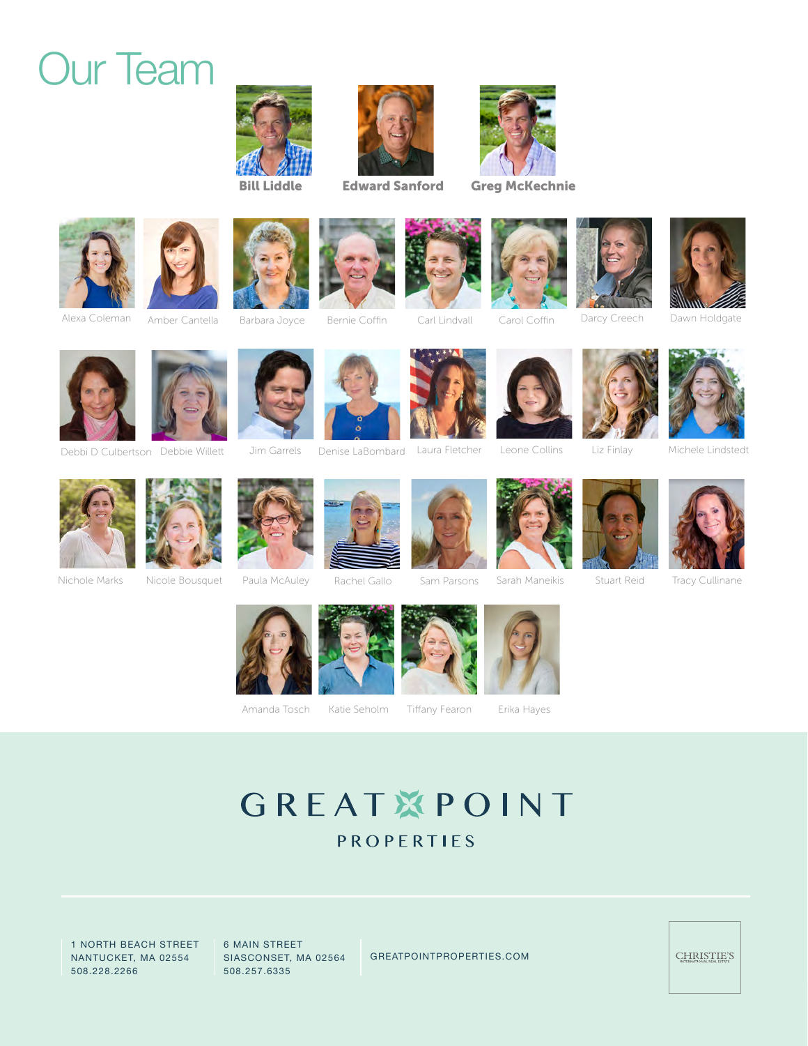# Our Team

**Bill Liddle** **Edward Sanford** **Greg McKechnie**

Alexa Coleman
Amber Cantella
Barbara Joyce
Bernie Coffin
Carl Lindvall
Carol Coffin
Darcy Creech
Dawn Holdgate

Debbi D Culbertson
Debbie Willett
Jim Garrels
Denise LaBombard
Laura Fletcher
Leone Collins
Liz Finlay
Michele Lindstedt

Nichole Marks
Nicole Bousquet
Paula McAuley
Rachel Gallo
Sam Parsons
Sarah Maneikis
Stuart Reid
Tracy Cullinane

Amanda Tosch
Katie Seholm
Tiffany Fearon
Erika Hayes

GREAT POINT
PROPERTIES

1 NORTH BEACH STREET
NANTUCKET, MA 02554
508.228.2266

6 MAIN STREET
SIASCONSET, MA 02564
508.257.6335

GREATPOINTPROPERTIES.COM

CHRISTIE'S
INTERNATIONAL REAL ESTATE